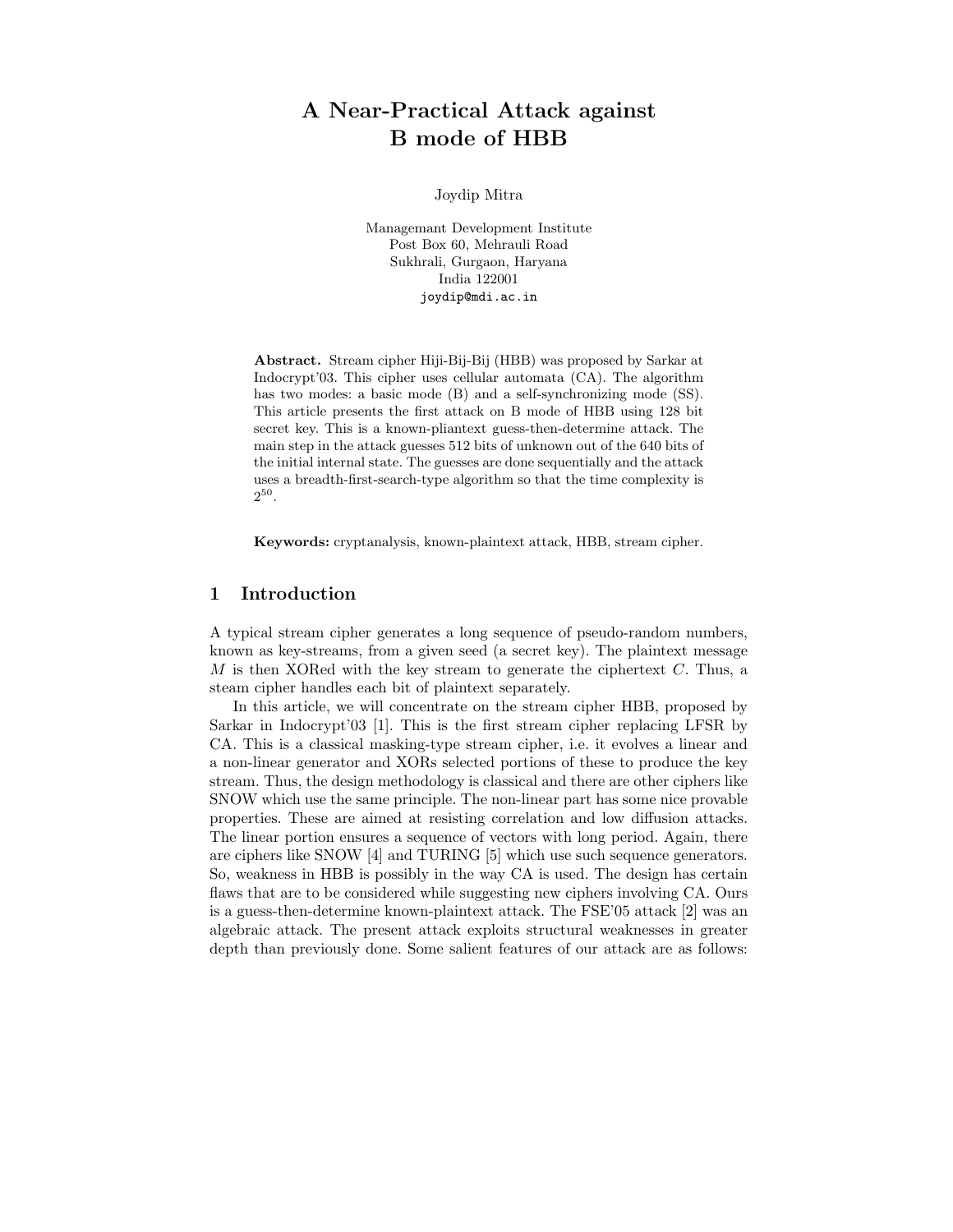# A Near-Practical Attack against B mode of HBB

Joydip Mitra

Managemant Development Institute
Post Box 60, Mehrauli Road
Sukhrali, Gurgaon, Haryana
India 122001
joydip@mdi.ac.in

**Abstract.** Stream cipher Hiji-Bij-Bij (HBB) was proposed by Sarkar at Indocrypt'03. This cipher uses cellular automata (CA). The algorithm has two modes: a basic mode (B) and a self-synchronizing mode (SS). This article presents the first attack on B mode of HBB using 128 bit secret key. This is a known-pliantext guess-then-determine attack. The main step in the attack guesses 512 bits of unknown out of the 640 bits of the initial internal state. The guesses are done sequentially and the attack uses a breadth-first-search-type algorithm so that the time complexity is $2^{50}$.

**Keywords:** cryptanalysis, known-plaintext attack, HBB, stream cipher.

## 1 Introduction

A typical stream cipher generates a long sequence of pseudo-random numbers, known as key-streams, from a given seed (a secret key). The plaintext message $M$ is then XORed with the key stream to generate the ciphertext $C$. Thus, a steam cipher handles each bit of plaintext separately.

In this article, we will concentrate on the stream cipher HBB, proposed by Sarkar in Indocrypt'03 [1]. This is the first stream cipher replacing LFSR by CA. This is a classical masking-type stream cipher, i.e. it evolves a linear and a non-linear generator and XORs selected portions of these to produce the key stream. Thus, the design methodology is classical and there are other ciphers like SNOW which use the same principle. The non-linear part has some nice provable properties. These are aimed at resisting correlation and low diffusion attacks. The linear portion ensures a sequence of vectors with long period. Again, there are ciphers like SNOW [4] and TURING [5] which use such sequence generators. So, weakness in HBB is possibly in the way CA is used. The design has certain flaws that are to be considered while suggesting new ciphers involving CA. Ours is a guess-then-determine known-plaintext attack. The FSE'05 attack [2] was an algebraic attack. The present attack exploits structural weaknesses in greater depth than previously done. Some salient features of our attack are as follows: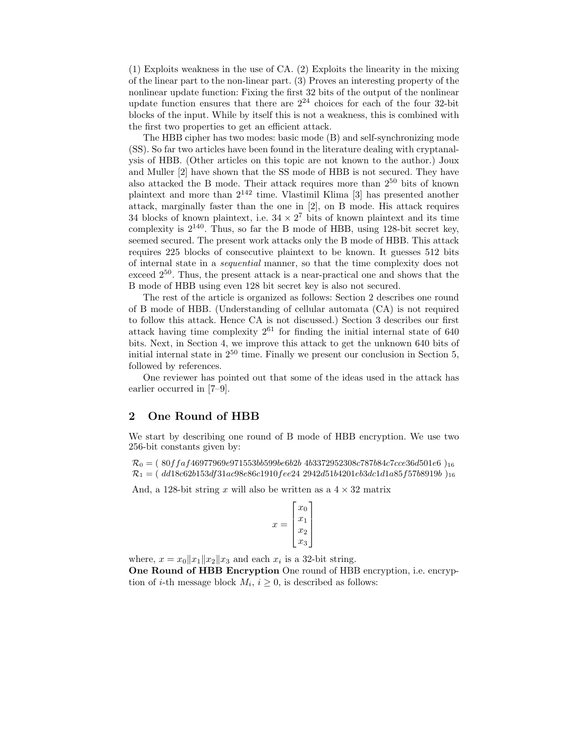(1) Exploits weakness in the use of CA. (2) Exploits the linearity in the mixing of the linear part to the non-linear part. (3) Proves an interesting property of the nonlinear update function: Fixing the first 32 bits of the output of the nonlinear update function ensures that there are $2^{24}$ choices for each of the four 32-bit blocks of the input. While by itself this is not a weakness, this is combined with the first two properties to get an efficient attack.

The HBB cipher has two modes: basic mode (B) and self-synchronizing mode (SS). So far two articles have been found in the literature dealing with cryptanalysis of HBB. (Other articles on this topic are not known to the author.) Joux and Muller [2] have shown that the SS mode of HBB is not secured. They have also attacked the B mode. Their attack requires more than $2^{50}$ bits of known plaintext and more than $2^{142}$ time. Vlastimil Klima [3] has presented another attack, marginally faster than the one in [2], on B mode. His attack requires 34 blocks of known plaintext, i.e. $34 \times 2^7$ bits of known plaintext and its time complexity is $2^{140}$. Thus, so far the B mode of HBB, using 128-bit secret key, seemed secured. The present work attacks only the B mode of HBB. This attack requires 225 blocks of consecutive plaintext to be known. It guesses 512 bits of internal state in a *sequential* manner, so that the time complexity does not exceed $2^{50}$. Thus, the present attack is a near-practical one and shows that the B mode of HBB using even 128 bit secret key is also not secured.

The rest of the article is organized as follows: Section 2 describes one round of B mode of HBB. (Understanding of cellular automata (CA) is not required to follow this attack. Hence CA is not discussed.) Section 3 describes our first attack having time complexity $2^{61}$ for finding the initial internal state of 640 bits. Next, in Section 4, we improve this attack to get the unknown 640 bits of initial internal state in $2^{50}$ time. Finally we present our conclusion in Section 5, followed by references.

One reviewer has pointed out that some of the ideas used in the attack has earlier occurred in [7–9].

## 2 One Round of HBB

We start by describing one round of B mode of HBB encryption. We use two 256-bit constants given by:

$\mathcal{R}_0 = (\ 80ffaf46977969e971553bb599be6b2b\ 4b3372952308c787b84c7cce36d501e6\ )_{16}$
$\mathcal{R}_1 = (\ dd18c62b153df31ac98e86c1910fee24\ 2942d51b4201eb3dc1d1a85f57b8919b\ )_{16}$

And, a 128-bit string $x$ will also be written as a $4 \times 32$ matrix

$$x = \begin{bmatrix} x_0 \\ x_1 \\ x_2 \\ x_3 \end{bmatrix}$$

where, $x = x_0 \| x_1 \| x_2 \| x_3$ and each $x_i$ is a 32-bit string.

**One Round of HBB Encryption** One round of HBB encryption, i.e. encryption of $i$-th message block $M_i$, $i \geq 0$, is described as follows: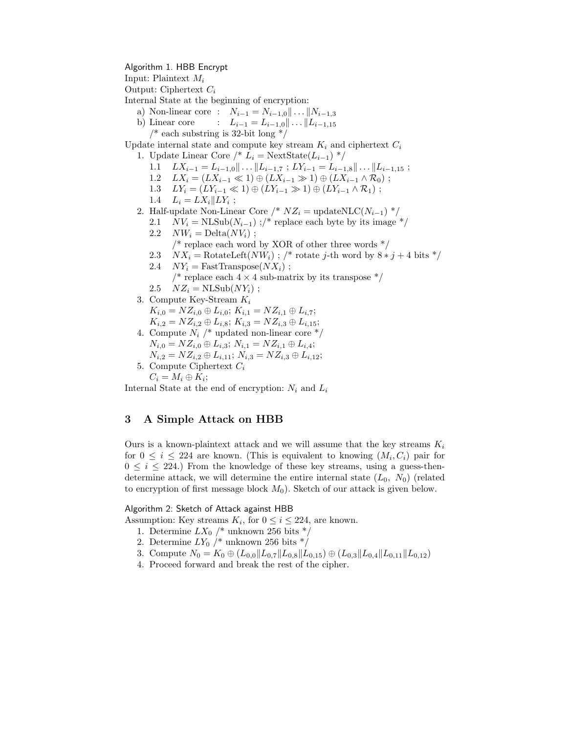Algorithm 1. HBB Encrypt

Input: Plaintext $M_i$

Output: Ciphertext $C_i$

Internal State at the beginning of encryption:

a) Non-linear core : $N_{i-1} = N_{i-1,0} \| \ldots \| N_{i-1,3}$

b) Linear core : $L_{i-1} = L_{i-1,0} \| \ldots \| L_{i-1,15}$

/* each substring is 32-bit long */

Update internal state and compute key stream $K_i$ and ciphertext $C_i$

1. Update Linear Core /* $L_i = \text{NextState}(L_{i-1})$ */
   - 1.1 $LX_{i-1} = L_{i-1,0} \| \ldots \| L_{i-1,7}$ ; $LY_{i-1} = L_{i-1,8} \| \ldots \| L_{i-1,15}$ ;
   - 1.2 $LX_i = (LX_{i-1} \ll 1) \oplus (LX_{i-1} \gg 1) \oplus (LX_{i-1} \wedge \mathcal{R}_0)$ ;
   - 1.3 $LY_i = (LY_{i-1} \ll 1) \oplus (LY_{i-1} \gg 1) \oplus (LY_{i-1} \wedge \mathcal{R}_1)$ ;
   - 1.4 $L_i = LX_i \| LY_i$ ;
2. Half-update Non-Linear Core /* $NZ_i = \text{updateNLC}(N_{i-1})$ */
   - 2.1 $NV_i = \text{NLSub}(N_{i-1})$ ;/* replace each byte by its image */
   - 2.2 $NW_i = \text{Delta}(NV_i)$ ;
     /* replace each word by XOR of other three words */
   - 2.3 $NX_i = \text{RotateLeft}(NW_i)$ ; /* rotate $j$-th word by $8 * j + 4$ bits */
   - 2.4 $NY_i = \text{FastTranspose}(NX_i)$ ;
     /* replace each $4 \times 4$ sub-matrix by its transpose */
   - 2.5 $NZ_i = \text{NLSub}(NY_i)$ ;
3. Compute Key-Stream $K_i$
   $K_{i,0} = NZ_{i,0} \oplus L_{i,0}$; $K_{i,1} = NZ_{i,1} \oplus L_{i,7}$;
   $K_{i,2} = NZ_{i,2} \oplus L_{i,8}$; $K_{i,3} = NZ_{i,3} \oplus L_{i,15}$;
4. Compute $N_i$ /* updated non-linear core */
   $N_{i,0} = NZ_{i,0} \oplus L_{i,3}$; $N_{i,1} = NZ_{i,1} \oplus L_{i,4}$;
   $N_{i,2} = NZ_{i,2} \oplus L_{i,11}$; $N_{i,3} = NZ_{i,3} \oplus L_{i,12}$;
5. Compute Ciphertext $C_i$
   $C_i = M_i \oplus K_i$;

Internal State at the end of encryption: $N_i$ and $L_i$

## 3 A Simple Attack on HBB

Ours is a known-plaintext attack and we will assume that the key streams $K_i$ for $0 \leq i \leq 224$ are known. (This is equivalent to knowing $(M_i, C_i)$ pair for $0 \leq i \leq 224$.) From the knowledge of these key streams, using a guess-then-determine attack, we will determine the entire internal state ($L_0$, $N_0$) (related to encryption of first message block $M_0$). Sketch of our attack is given below.

Algorithm 2: Sketch of Attack against HBB

Assumption: Key streams $K_i$, for $0 \leq i \leq 224$, are known.

1. Determine $LX_0$ /* unknown 256 bits */
2. Determine $LY_0$ /* unknown 256 bits */
3. Compute $N_0 = K_0 \oplus (L_{0,0} \| L_{0,7} \| L_{0,8} \| L_{0,15}) \oplus (L_{0,3} \| L_{0,4} \| L_{0,11} \| L_{0,12})$
4. Proceed forward and break the rest of the cipher.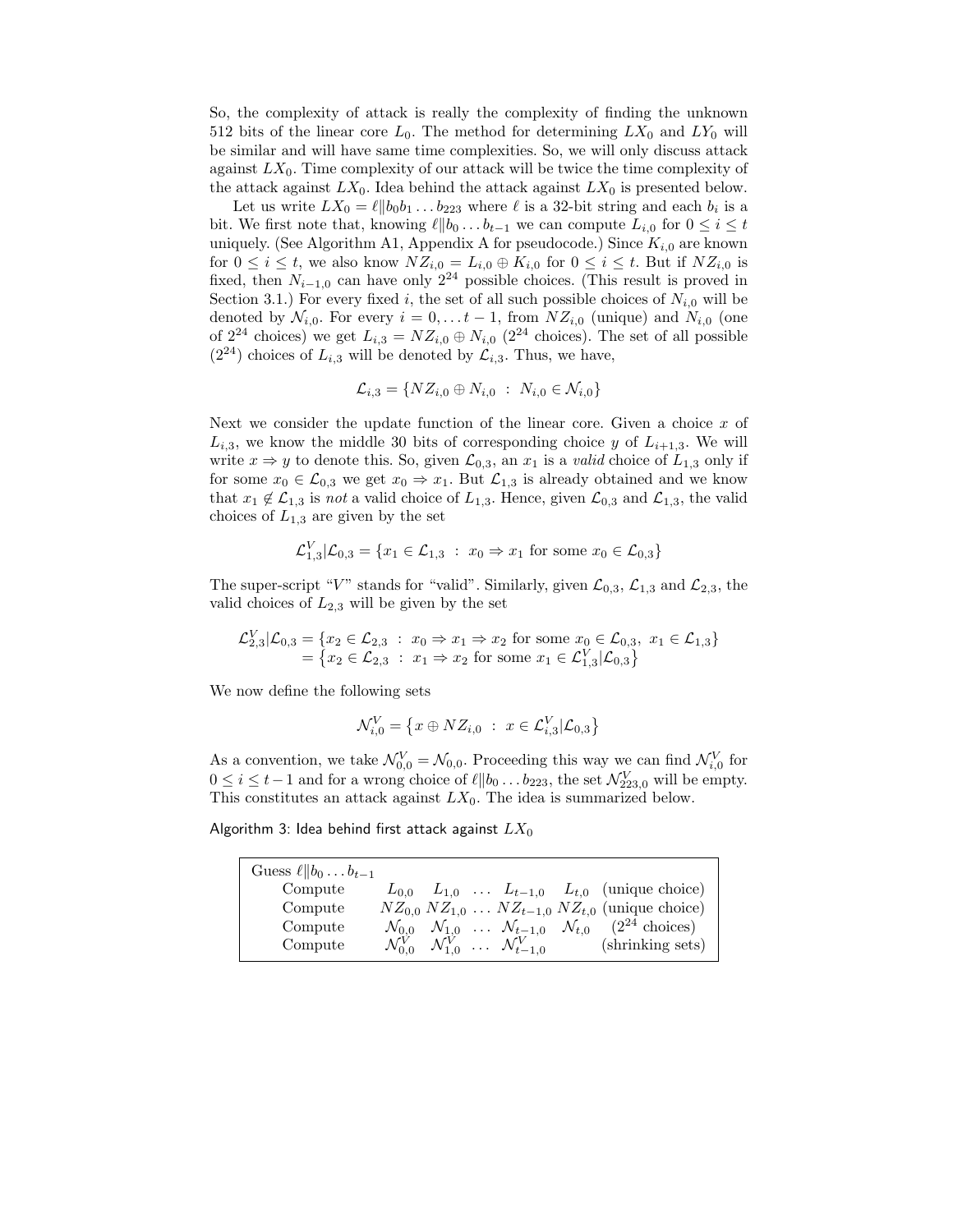So, the complexity of attack is really the complexity of finding the unknown 512 bits of the linear core $L_0$. The method for determining $LX_0$ and $LY_0$ will be similar and will have same time complexities. So, we will only discuss attack against $LX_0$. Time complexity of our attack will be twice the time complexity of the attack against $LX_0$. Idea behind the attack against $LX_0$ is presented below.

Let us write $LX_0 = \ell \| b_0 b_1 \ldots b_{223}$ where $\ell$ is a 32-bit string and each $b_i$ is a bit. We first note that, knowing $\ell \| b_0 \ldots b_{t-1}$ we can compute $L_{i,0}$ for $0 \le i \le t$ uniquely. (See Algorithm A1, Appendix A for pseudocode.) Since $K_{i,0}$ are known for $0 \le i \le t$, we also know $NZ_{i,0} = L_{i,0} \oplus K_{i,0}$ for $0 \le i \le t$. But if $NZ_{i,0}$ is fixed, then $N_{i-1,0}$ can have only $2^{24}$ possible choices. (This result is proved in Section 3.1.) For every fixed $i$, the set of all such possible choices of $N_{i,0}$ will be denoted by $\mathcal{N}_{i,0}$. For every $i = 0, \ldots t-1$, from $NZ_{i,0}$ (unique) and $N_{i,0}$ (one of $2^{24}$ choices) we get $L_{i,3} = NZ_{i,0} \oplus N_{i,0}$ ($2^{24}$ choices). The set of all possible ($2^{24}$) choices of $L_{i,3}$ will be denoted by $\mathcal{L}_{i,3}$. Thus, we have,

$$\mathcal{L}_{i,3} = \{NZ_{i,0} \oplus N_{i,0} \ : \ N_{i,0} \in \mathcal{N}_{i,0}\}$$

Next we consider the update function of the linear core. Given a choice $x$ of $L_{i,3}$, we know the middle 30 bits of corresponding choice $y$ of $L_{i+1,3}$. We will write $x \Rightarrow y$ to denote this. So, given $\mathcal{L}_{0,3}$, an $x_1$ is a *valid* choice of $L_{1,3}$ only if for some $x_0 \in \mathcal{L}_{0,3}$ we get $x_0 \Rightarrow x_1$. But $\mathcal{L}_{1,3}$ is already obtained and we know that $x_1 \notin \mathcal{L}_{1,3}$ is *not* a valid choice of $L_{1,3}$. Hence, given $\mathcal{L}_{0,3}$ and $\mathcal{L}_{1,3}$, the valid choices of $L_{1,3}$ are given by the set

$$\mathcal{L}^V_{1,3}|\mathcal{L}_{0,3} = \{x_1 \in \mathcal{L}_{1,3} \ : \ x_0 \Rightarrow x_1 \text{ for some } x_0 \in \mathcal{L}_{0,3}\}$$

The super-script "$V$" stands for "valid". Similarly, given $\mathcal{L}_{0,3}$, $\mathcal{L}_{1,3}$ and $\mathcal{L}_{2,3}$, the valid choices of $L_{2,3}$ will be given by the set

$$\begin{aligned}\mathcal{L}^V_{2,3}|\mathcal{L}_{0,3} &= \{x_2 \in \mathcal{L}_{2,3} \ : \ x_0 \Rightarrow x_1 \Rightarrow x_2 \text{ for some } x_0 \in \mathcal{L}_{0,3}, \ x_1 \in \mathcal{L}_{1,3}\} \\ &= \left\{x_2 \in \mathcal{L}_{2,3} \ : \ x_1 \Rightarrow x_2 \text{ for some } x_1 \in \mathcal{L}^V_{1,3}|\mathcal{L}_{0,3}\right\}\end{aligned}$$

We now define the following sets

$$\mathcal{N}^V_{i,0} = \left\{x \oplus NZ_{i,0} \ : \ x \in \mathcal{L}^V_{i,3}|\mathcal{L}_{0,3}\right\}$$

As a convention, we take $\mathcal{N}^V_{0,0} = \mathcal{N}_{0,0}$. Proceeding this way we can find $\mathcal{N}^V_{i,0}$ for $0 \le i \le t-1$ and for a wrong choice of $\ell \| b_0 \ldots b_{223}$, the set $\mathcal{N}^V_{223,0}$ will be empty. This constitutes an attack against $LX_0$. The idea is summarized below.

Algorithm 3: Idea behind first attack against $LX_0$

| Guess $\ell \| b_0 \ldots b_{t-1}$ | | |
|---|---|---|
| Compute | $L_{0,0} \quad L_{1,0} \quad \ldots \quad L_{t-1,0} \quad L_{t,0}$ | (unique choice) |
| Compute | $NZ_{0,0} \; NZ_{1,0} \; \ldots \; NZ_{t-1,0} \; NZ_{t,0}$ | (unique choice) |
| Compute | $\mathcal{N}_{0,0} \quad \mathcal{N}_{1,0} \quad \ldots \quad \mathcal{N}_{t-1,0} \quad \mathcal{N}_{t,0}$ | ($2^{24}$ choices) |
| Compute | $\mathcal{N}^V_{0,0} \quad \mathcal{N}^V_{1,0} \quad \ldots \quad \mathcal{N}^V_{t-1,0}$ | (shrinking sets) |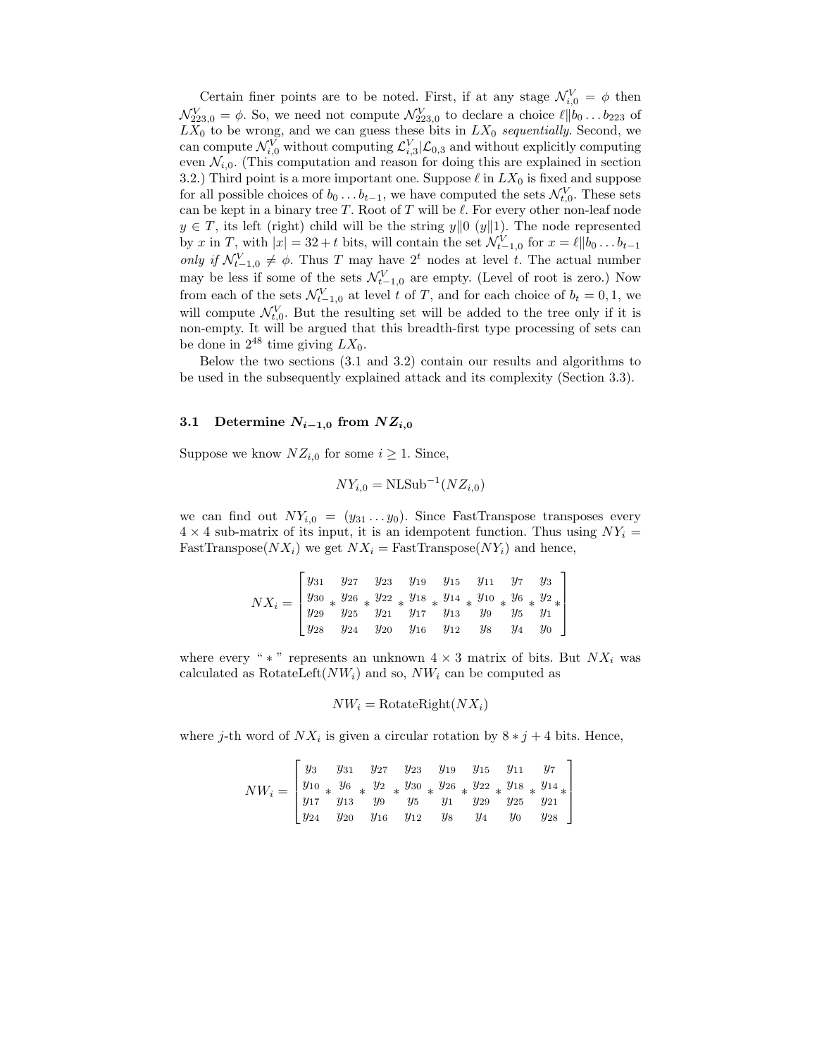Certain finer points are to be noted. First, if at any stage $\mathcal{N}^V_{i,0} = \phi$ then $\mathcal{N}^V_{223,0} = \phi$. So, we need not compute $\mathcal{N}^V_{223,0}$ to declare a choice $\ell \| b_0 \dots b_{223}$ of $LX_0$ to be wrong, and we can guess these bits in $LX_0$ *sequentially*. Second, we can compute $\mathcal{N}^V_{i,0}$ without computing $\mathcal{L}^V_{i,3}|\mathcal{L}_{0,3}$ and without explicitly computing even $\mathcal{N}_{i,0}$. (This computation and reason for doing this are explained in section 3.2.) Third point is a more important one. Suppose $\ell$ in $LX_0$ is fixed and suppose for all possible choices of $b_0 \dots b_{t-1}$, we have computed the sets $\mathcal{N}^V_{t,0}$. These sets can be kept in a binary tree $T$. Root of $T$ will be $\ell$. For every other non-leaf node $y \in T$, its left (right) child will be the string $y\|0$ ($y\|1$). The node represented by $x$ in $T$, with $|x| = 32 + t$ bits, will contain the set $\mathcal{N}^V_{t-1,0}$ for $x = \ell \| b_0 \dots b_{t-1}$ *only if* $\mathcal{N}^V_{t-1,0} \neq \phi$. Thus $T$ may have $2^t$ nodes at level $t$. The actual number may be less if some of the sets $\mathcal{N}^V_{t-1,0}$ are empty. (Level of root is zero.) Now from each of the sets $\mathcal{N}^V_{t-1,0}$ at level $t$ of $T$, and for each choice of $b_t = 0, 1$, we will compute $\mathcal{N}^V_{t,0}$. But the resulting set will be added to the tree only if it is non-empty. It will be argued that this breadth-first type processing of sets can be done in $2^{48}$ time giving $LX_0$.

Below the two sections (3.1 and 3.2) contain our results and algorithms to be used in the subsequently explained attack and its complexity (Section 3.3).

### 3.1 Determine $N_{i-1,0}$ from $NZ_{i,0}$

Suppose we know $NZ_{i,0}$ for some $i \geq 1$. Since,

$$NY_{i,0} = \text{NLSub}^{-1}(NZ_{i,0})$$

we can find out $NY_{i,0} = (y_{31} \dots y_0)$. Since FastTranspose transposes every $4 \times 4$ sub-matrix of its input, it is an idempotent function. Thus using $NY_i = \text{FastTranspose}(NX_i)$ we get $NX_i = \text{FastTranspose}(NY_i)$ and hence,

$$NX_i = \begin{bmatrix} y_{31} & & y_{27} & & y_{23} & & y_{19} & & y_{15} & & y_{11} & & y_7 & & y_3 & \\ y_{30} & * & y_{26} & * & y_{22} & * & y_{18} & * & y_{14} & * & y_{10} & * & y_6 & * & y_2 & * \\ y_{29} & & y_{25} & & y_{21} & & y_{17} & & y_{13} & & y_9 & & y_5 & & y_1 & \\ y_{28} & & y_{24} & & y_{20} & & y_{16} & & y_{12} & & y_8 & & y_4 & & y_0 & \end{bmatrix}$$

where every " $*$ " represents an unknown $4 \times 3$ matrix of bits. But $NX_i$ was calculated as RotateLeft($NW_i$) and so, $NW_i$ can be computed as

$$NW_i = \text{RotateRight}(NX_i)$$

where $j$-th word of $NX_i$ is given a circular rotation by $8 * j + 4$ bits. Hence,

$$NW_i = \begin{bmatrix} y_3 & & y_{31} & & y_{27} & & y_{23} & & y_{19} & & y_{15} & & y_{11} & & y_7 & \\ y_{10} & * & y_6 & * & y_2 & * & y_{30} & * & y_{26} & * & y_{22} & * & y_{18} & * & y_{14} & * \\ y_{17} & & y_{13} & & y_9 & & y_5 & & y_1 & & y_{29} & & y_{25} & & y_{21} & \\ y_{24} & & y_{20} & & y_{16} & & y_{12} & & y_8 & & y_4 & & y_0 & & y_{28} & \end{bmatrix}$$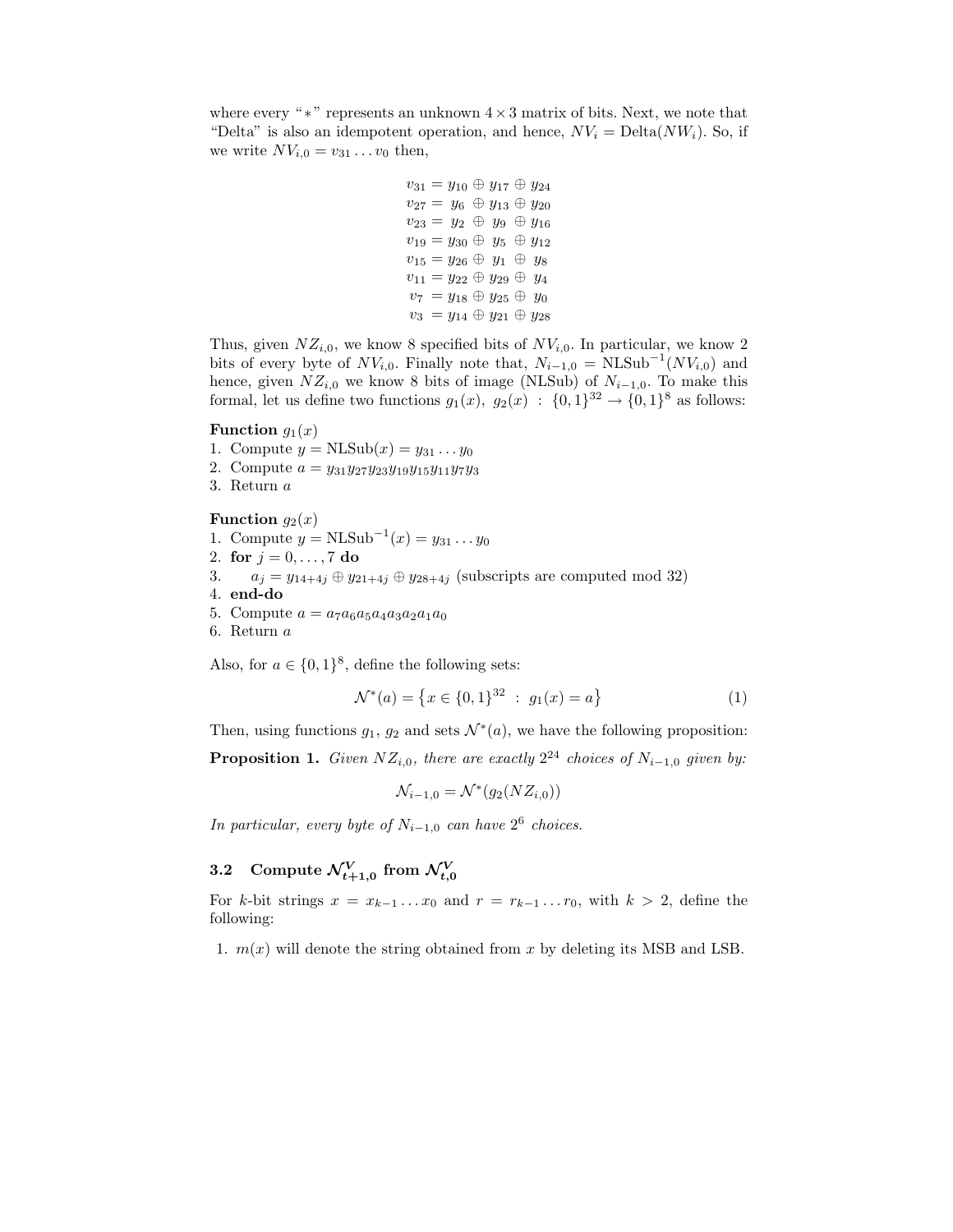where every "$*$" represents an unknown $4 \times 3$ matrix of bits. Next, we note that "Delta" is also an idempotent operation, and hence, $NV_i = \text{Delta}(NW_i)$. So, if we write $NV_{i,0} = v_{31} \ldots v_0$ then,

$$
\begin{aligned}
v_{31} &= y_{10} \oplus y_{17} \oplus y_{24} \\
v_{27} &= y_{6} \oplus y_{13} \oplus y_{20} \\
v_{23} &= y_{2} \oplus y_{9} \oplus y_{16} \\
v_{19} &= y_{30} \oplus y_{5} \oplus y_{12} \\
v_{15} &= y_{26} \oplus y_{1} \oplus y_{8} \\
v_{11} &= y_{22} \oplus y_{29} \oplus y_{4} \\
v_{7} &= y_{18} \oplus y_{25} \oplus y_{0} \\
v_{3} &= y_{14} \oplus y_{21} \oplus y_{28}
\end{aligned}
$$

Thus, given $NZ_{i,0}$, we know 8 specified bits of $NV_{i,0}$. In particular, we know 2 bits of every byte of $NV_{i,0}$. Finally note that, $N_{i-1,0} = \text{NLSub}^{-1}(NV_{i,0})$ and hence, given $NZ_{i,0}$ we know 8 bits of image (NLSub) of $N_{i-1,0}$. To make this formal, let us define two functions $g_1(x)$, $g_2(x) : \{0,1\}^{32} \rightarrow \{0,1\}^8$ as follows:

**Function** $g_1(x)$
1. Compute $y = \text{NLSub}(x) = y_{31} \ldots y_0$
2. Compute $a = y_{31}y_{27}y_{23}y_{19}y_{15}y_{11}y_7y_3$
3. Return $a$

**Function** $g_2(x)$
1. Compute $y = \text{NLSub}^{-1}(x) = y_{31} \ldots y_0$
2. **for** $j = 0, \ldots, 7$ **do**
3. $\quad a_j = y_{14+4j} \oplus y_{21+4j} \oplus y_{28+4j}$ (subscripts are computed mod 32)
4. **end-do**
5. Compute $a = a_7a_6a_5a_4a_3a_2a_1a_0$
6. Return $a$

Also, for $a \in \{0,1\}^8$, define the following sets:

$$
\mathcal{N}^*(a) = \left\{ x \in \{0,1\}^{32} \ : \ g_1(x) = a \right\} \tag{1}
$$

Then, using functions $g_1$, $g_2$ and sets $\mathcal{N}^*(a)$, we have the following proposition:

**Proposition 1.** *Given $NZ_{i,0}$, there are exactly $2^{24}$ choices of $N_{i-1,0}$ given by:*

$$
\mathcal{N}_{i-1,0} = \mathcal{N}^*(g_2(NZ_{i,0}))
$$

*In particular, every byte of $N_{i-1,0}$ can have $2^6$ choices.*

### 3.2 Compute $\mathcal{N}^V_{t+1,0}$ from $\mathcal{N}^V_{t,0}$

For $k$-bit strings $x = x_{k-1} \ldots x_0$ and $r = r_{k-1} \ldots r_0$, with $k > 2$, define the following:

1. $m(x)$ will denote the string obtained from $x$ by deleting its MSB and LSB.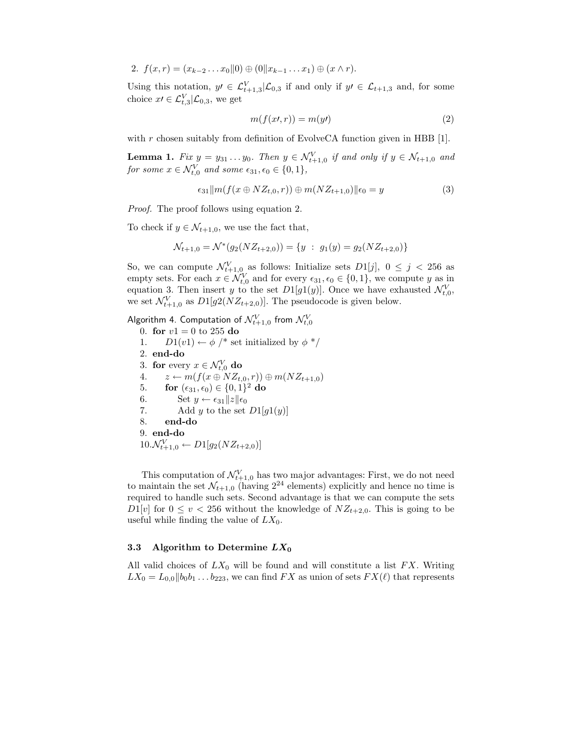2. $f(x, r) = (x_{k-2} \dots x_0 \| 0) \oplus (0 \| x_{k-1} \dots x_1) \oplus (x \wedge r)$.

Using this notation, $y\prime \in \mathcal{L}^V_{t+1,3} | \mathcal{L}_{0,3}$ if and only if $y\prime \in \mathcal{L}_{t+1,3}$ and, for some choice $x\prime \in \mathcal{L}^V_{t,3} | \mathcal{L}_{0,3}$, we get

$$m(f(x\prime, r)) = m(y\prime) \tag{2}$$

with $r$ chosen suitably from definition of EvolveCA function given in HBB [1].

**Lemma 1.** *Fix $y = y_{31} \dots y_0$. Then $y \in \mathcal{N}^V_{t+1,0}$ if and only if $y \in \mathcal{N}_{t+1,0}$ and for some $x \in \mathcal{N}^V_{t,0}$ and some $\epsilon_{31}, \epsilon_0 \in \{0, 1\}$,*

$$\epsilon_{31} \| m(f(x \oplus NZ_{t,0}, r)) \oplus m(NZ_{t+1,0}) \| \epsilon_0 = y \tag{3}$$

*Proof.* The proof follows using equation 2.

To check if $y \in \mathcal{N}_{t+1,0}$, we use the fact that,

$$\mathcal{N}_{t+1,0} = \mathcal{N}^*(g_2(NZ_{t+2,0})) = \{y \ : \ g_1(y) = g_2(NZ_{t+2,0})\}$$

So, we can compute $\mathcal{N}^V_{t+1,0}$ as follows: Initialize sets $D1[j]$, $0 \le j < 256$ as empty sets. For each $x \in \mathcal{N}^V_{t,0}$ and for every $\epsilon_{31}, \epsilon_0 \in \{0, 1\}$, we compute $y$ as in equation 3. Then insert $y$ to the set $D1[g1(y)]$. Once we have exhausted $\mathcal{N}^V_{t,0}$, we set $\mathcal{N}^V_{t+1,0}$ as $D1[g2(NZ_{t+2,0})]$. The pseudocode is given below.

Algorithm 4. Computation of $\mathcal{N}^V_{t+1,0}$ from $\mathcal{N}^V_{t,0}$

```
0.  for v1 = 0 to 255 do
1.      D1(v1) ← φ /* set initialized by φ */
2.  end-do
3.  for every x ∈ N^V_{t,0} do
4.      z ← m(f(x ⊕ NZ_{t,0}, r)) ⊕ m(NZ_{t+1,0})
5.      for (ε_31, ε_0) ∈ {0,1}^2 do
6.          Set y ← ε_31 || z || ε_0
7.          Add y to the set D1[g1(y)]
8.      end-do
9.  end-do
10. N^V_{t+1,0} ← D1[g_2(NZ_{t+2,0})]
```

This computation of $\mathcal{N}^V_{t+1,0}$ has two major advantages: First, we do not need to maintain the set $\mathcal{N}_{t+1,0}$ (having $2^{24}$ elements) explicitly and hence no time is required to handle such sets. Second advantage is that we can compute the sets $D1[v]$ for $0 \le v < 256$ without the knowledge of $NZ_{t+2,0}$. This is going to be useful while finding the value of $LX_0$.

### 3.3 Algorithm to Determine $LX_0$

All valid choices of $LX_0$ will be found and will constitute a list $FX$. Writing $LX_0 = L_{0,0} \| b_0 b_1 \dots b_{223}$, we can find $FX$ as union of sets $FX(\ell)$ that represents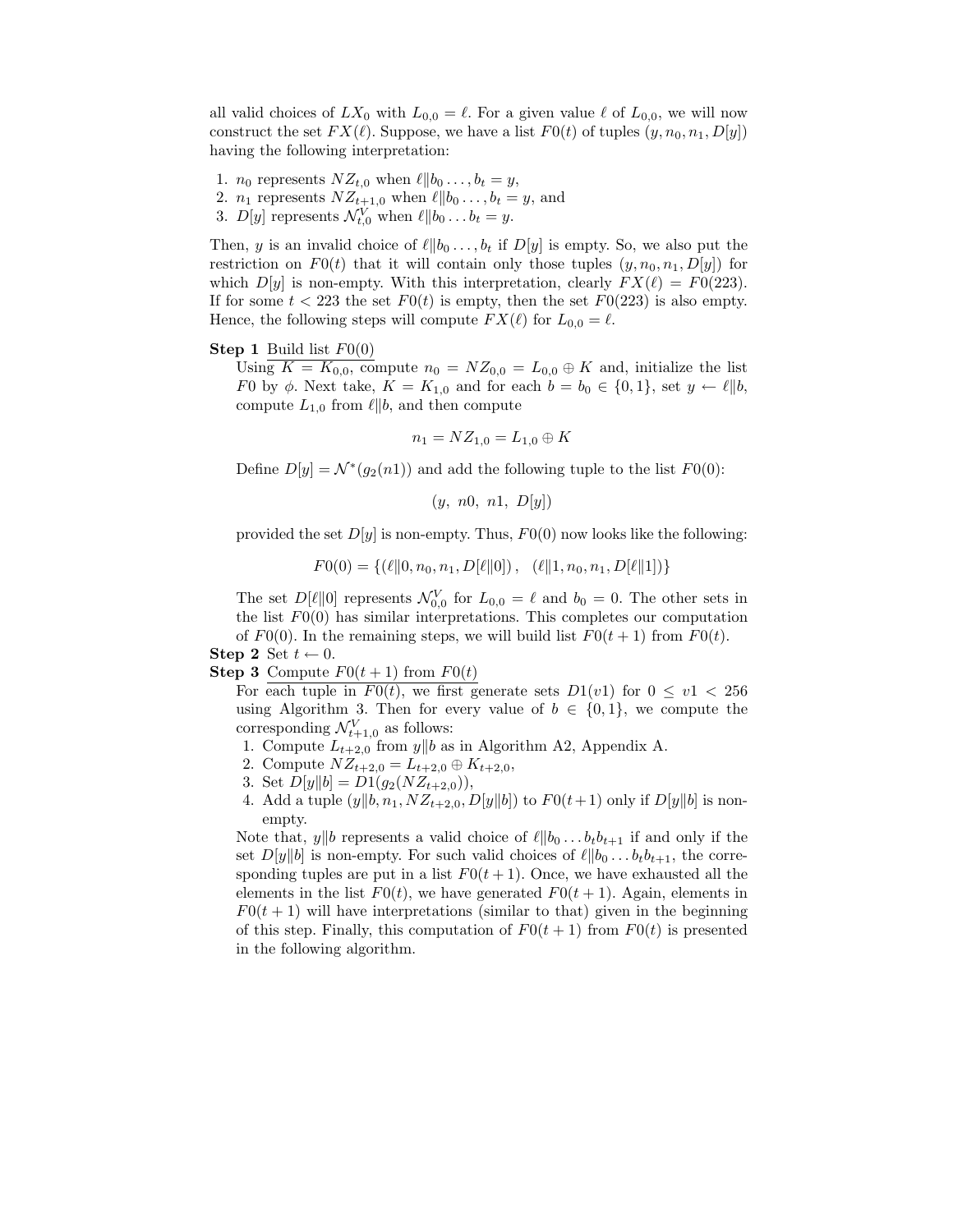all valid choices of $LX_0$ with $L_{0,0} = \ell$. For a given value $\ell$ of $L_{0,0}$, we will now construct the set $FX(\ell)$. Suppose, we have a list $F0(t)$ of tuples $(y, n_0, n_1, D[y])$ having the following interpretation:

1. $n_0$ represents $NZ_{t,0}$ when $\ell \| b_0 \ldots, b_t = y$,
2. $n_1$ represents $NZ_{t+1,0}$ when $\ell \| b_0 \ldots, b_t = y$, and
3. $D[y]$ represents $\mathcal{N}^V_{t,0}$ when $\ell \| b_0 \ldots b_t = y$.

Then, $y$ is an invalid choice of $\ell \| b_0 \ldots, b_t$ if $D[y]$ is empty. So, we also put the restriction on $F0(t)$ that it will contain only those tuples $(y, n_0, n_1, D[y])$ for which $D[y]$ is non-empty. With this interpretation, clearly $FX(\ell) = F0(223)$. If for some $t < 223$ the set $F0(t)$ is empty, then the set $F0(223)$ is also empty. Hence, the following steps will compute $FX(\ell)$ for $L_{0,0} = \ell$.

**Step 1** <u>Build list $F0(0)$</u>
Using $K = K_{0,0}$, compute $n_0 = NZ_{0,0} = L_{0,0} \oplus K$ and, initialize the list $F0$ by $\phi$. Next take, $K = K_{1,0}$ and for each $b = b_0 \in \{0, 1\}$, set $y \leftarrow \ell \| b$, compute $L_{1,0}$ from $\ell \| b$, and then compute

$$n_1 = NZ_{1,0} = L_{1,0} \oplus K$$

Define $D[y] = \mathcal{N}^*(g_2(n1))$ and add the following tuple to the list $F0(0)$:

$$(y,\ n0,\ n1,\ D[y])$$

provided the set $D[y]$ is non-empty. Thus, $F0(0)$ now looks like the following:

$$F0(0) = \{(\ell \| 0, n_0, n_1, D[\ell \| 0])\,,\ \ (\ell \| 1, n_0, n_1, D[\ell \| 1])\}$$

The set $D[\ell \| 0]$ represents $\mathcal{N}^V_{0,0}$ for $L_{0,0} = \ell$ and $b_0 = 0$. The other sets in the list $F0(0)$ has similar interpretations. This completes our computation of $F0(0)$. In the remaining steps, we will build list $F0(t+1)$ from $F0(t)$.

**Step 2** Set $t \leftarrow 0$.

**Step 3** <u>Compute $F0(t+1)$ from $F0(t)$</u>
For each tuple in $F0(t)$, we first generate sets $D1(v1)$ for $0 \leq v1 < 256$ using Algorithm 3. Then for every value of $b \in \{0, 1\}$, we compute the corresponding $\mathcal{N}^V_{t+1,0}$ as follows:

1. Compute $L_{t+2,0}$ from $y \| b$ as in Algorithm A2, Appendix A.
2. Compute $NZ_{t+2,0} = L_{t+2,0} \oplus K_{t+2,0}$,
3. Set $D[y \| b] = D1(g_2(NZ_{t+2,0}))$,
4. Add a tuple $(y \| b, n_1, NZ_{t+2,0}, D[y \| b])$ to $F0(t+1)$ only if $D[y \| b]$ is non-empty.

Note that, $y \| b$ represents a valid choice of $\ell \| b_0 \ldots b_t b_{t+1}$ if and only if the set $D[y \| b]$ is non-empty. For such valid choices of $\ell \| b_0 \ldots b_t b_{t+1}$, the corresponding tuples are put in a list $F0(t+1)$. Once, we have exhausted all the elements in the list $F0(t)$, we have generated $F0(t+1)$. Again, elements in $F0(t+1)$ will have interpretations (similar to that) given in the beginning of this step. Finally, this computation of $F0(t+1)$ from $F0(t)$ is presented in the following algorithm.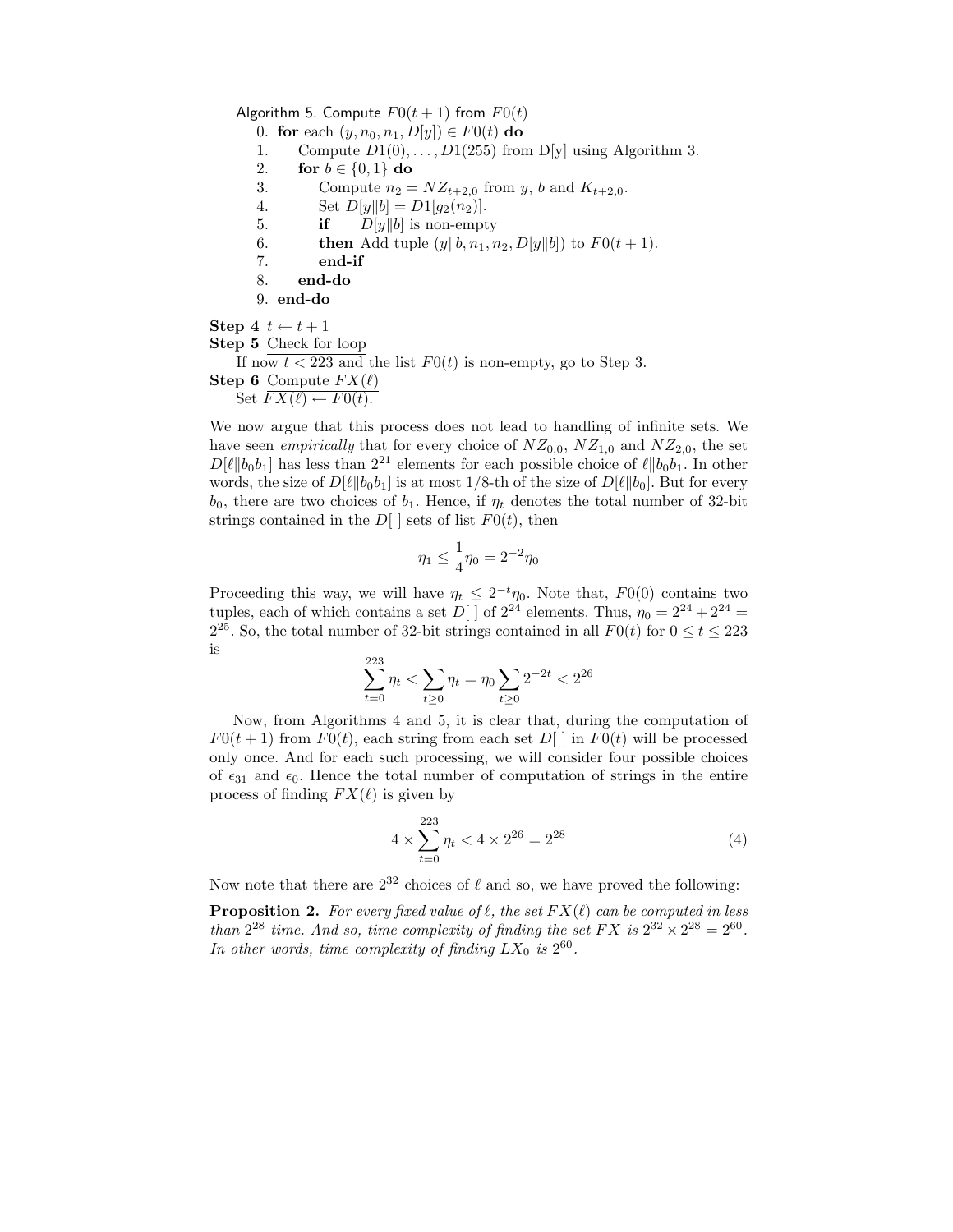Algorithm 5. Compute $F0(t+1)$ from $F0(t)$

```
0. for each (y, n0, n1, D[y]) ∈ F0(t) do
1.     Compute D1(0), ..., D1(255) from D[y] using Algorithm 3.
2.     for b ∈ {0, 1} do
3.         Compute n2 = NZ_{t+2,0} from y, b and K_{t+2,0}.
4.         Set D[y||b] = D1[g2(n2)].
5.         if    D[y||b] is non-empty
6.         then Add tuple (y||b, n1, n2, D[y||b]) to F0(t+1).
7.         end-if
8.     end-do
9. end-do
```

**Step 4** $t \leftarrow t+1$

**Step 5** Check for loop

If now $t < 223$ and the list $F0(t)$ is non-empty, go to Step 3.

**Step 6** Compute $FX(\ell)$

Set $FX(\ell) \leftarrow F0(t)$.

We now argue that this process does not lead to handling of infinite sets. We have seen *empirically* that for every choice of $NZ_{0,0}$, $NZ_{1,0}$ and $NZ_{2,0}$, the set $D[\ell \| b_0 b_1]$ has less than $2^{21}$ elements for each possible choice of $\ell \| b_0 b_1$. In other words, the size of $D[\ell \| b_0 b_1]$ is at most 1/8-th of the size of $D[\ell \| b_0]$. But for every $b_0$, there are two choices of $b_1$. Hence, if $\eta_t$ denotes the total number of 32-bit strings contained in the $D[\;]$ sets of list $F0(t)$, then

$$\eta_1 \leq \frac{1}{4}\eta_0 = 2^{-2}\eta_0$$

Proceeding this way, we will have $\eta_t \leq 2^{-t}\eta_0$. Note that, $F0(0)$ contains two tuples, each of which contains a set $D[\;]$ of $2^{24}$ elements. Thus, $\eta_0 = 2^{24} + 2^{24} = 2^{25}$. So, the total number of 32-bit strings contained in all $F0(t)$ for $0 \leq t \leq 223$ is

$$\sum_{t=0}^{223} \eta_t < \sum_{t \geq 0} \eta_t = \eta_0 \sum_{t \geq 0} 2^{-2t} < 2^{26}$$

Now, from Algorithms 4 and 5, it is clear that, during the computation of $F0(t+1)$ from $F0(t)$, each string from each set $D[\;]$ in $F0(t)$ will be processed only once. And for each such processing, we will consider four possible choices of $\epsilon_{31}$ and $\epsilon_0$. Hence the total number of computation of strings in the entire process of finding $FX(\ell)$ is given by

$$4 \times \sum_{t=0}^{223} \eta_t < 4 \times 2^{26} = 2^{28} \tag{4}$$

Now note that there are $2^{32}$ choices of $\ell$ and so, we have proved the following:

**Proposition 2.** *For every fixed value of $\ell$, the set $FX(\ell)$ can be computed in less than $2^{28}$ time. And so, time complexity of finding the set $FX$ is $2^{32} \times 2^{28} = 2^{60}$. In other words, time complexity of finding $LX_0$ is $2^{60}$.*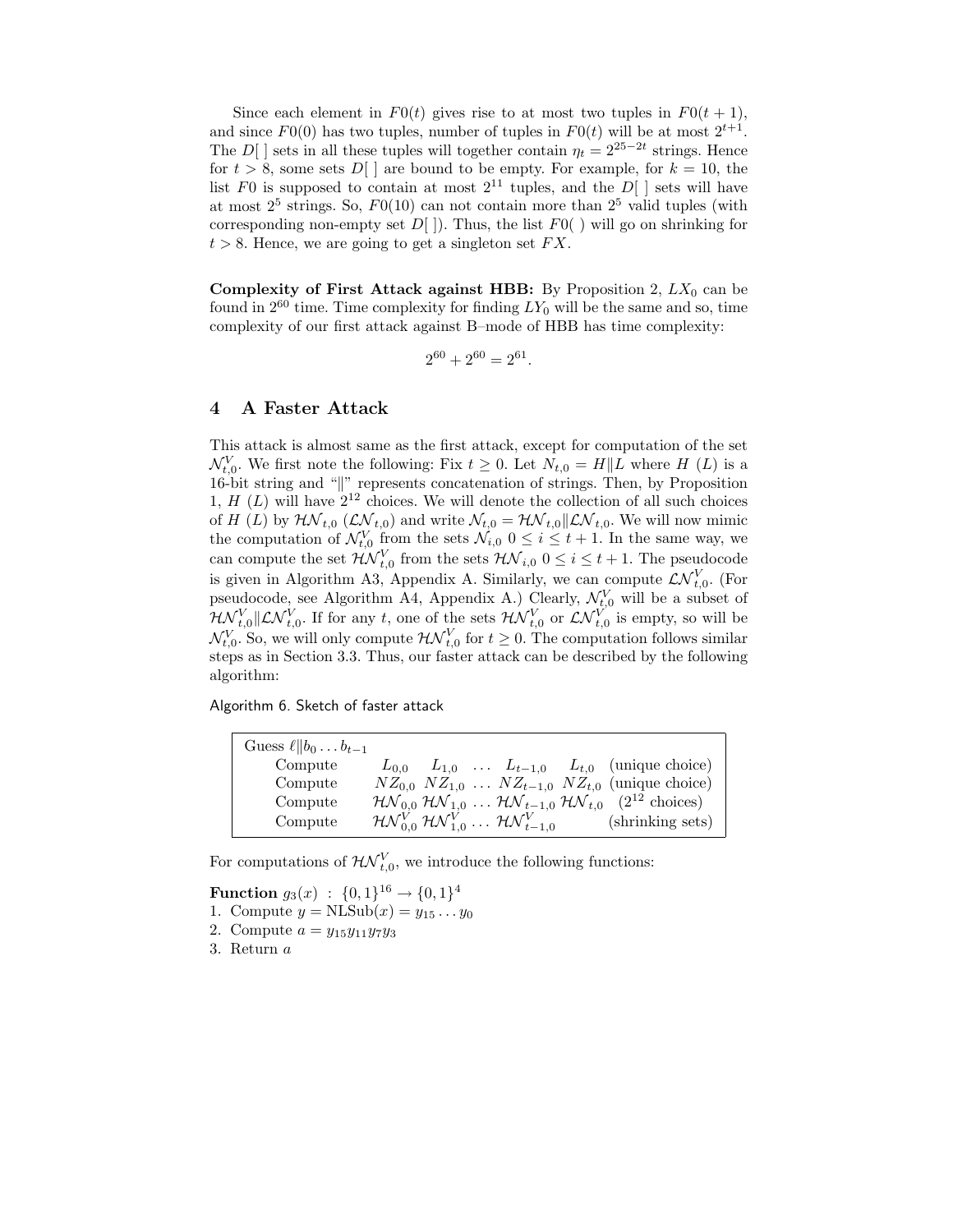Since each element in $F0(t)$ gives rise to at most two tuples in $F0(t+1)$, and since $F0(0)$ has two tuples, number of tuples in $F0(t)$ will be at most $2^{t+1}$. The $D[\ ]$ sets in all these tuples will together contain $\eta_t = 2^{25-2t}$ strings. Hence for $t > 8$, some sets $D[\ ]$ are bound to be empty. For example, for $k = 10$, the list $F0$ is supposed to contain at most $2^{11}$ tuples, and the $D[\ ]$ sets will have at most $2^5$ strings. So, $F0(10)$ can not contain more than $2^5$ valid tuples (with corresponding non-empty set $D[\ ]$). Thus, the list $F0(\ )$ will go on shrinking for $t > 8$. Hence, we are going to get a singleton set $FX$.

**Complexity of First Attack against HBB:** By Proposition 2, $LX_0$ can be found in $2^{60}$ time. Time complexity for finding $LY_0$ will be the same and so, time complexity of our first attack against B–mode of HBB has time complexity:

$$2^{60} + 2^{60} = 2^{61}.$$

## 4 A Faster Attack

This attack is almost same as the first attack, except for computation of the set $\mathcal{N}^V_{t,0}$. We first note the following: Fix $t \geq 0$. Let $N_{t,0} = H\|L$ where $H$ $(L)$ is a 16-bit string and "$\|$" represents concatenation of strings. Then, by Proposition 1, $H$ $(L)$ will have $2^{12}$ choices. We will denote the collection of all such choices of $H$ $(L)$ by $\mathcal{HN}_{t,0}$ $(\mathcal{LN}_{t,0})$ and write $\mathcal{N}_{t,0} = \mathcal{HN}_{t,0}\|\mathcal{LN}_{t,0}$. We will now mimic the computation of $\mathcal{N}^V_{t,0}$ from the sets $\mathcal{N}_{i,0}$ $0 \leq i \leq t+1$. In the same way, we can compute the set $\mathcal{HN}^V_{t,0}$ from the sets $\mathcal{HN}_{i,0}$ $0 \leq i \leq t+1$. The pseudocode is given in Algorithm A3, Appendix A. Similarly, we can compute $\mathcal{LN}^V_{t,0}$. (For pseudocode, see Algorithm A4, Appendix A.) Clearly, $\mathcal{N}^V_{t,0}$ will be a subset of $\mathcal{HN}^V_{t,0}\|\mathcal{LN}^V_{t,0}$. If for any $t$, one of the sets $\mathcal{HN}^V_{t,0}$ or $\mathcal{LN}^V_{t,0}$ is empty, so will be $\mathcal{N}^V_{t,0}$. So, we will only compute $\mathcal{HN}^V_{t,0}$ for $t \geq 0$. The computation follows similar steps as in Section 3.3. Thus, our faster attack can be described by the following algorithm:

Algorithm 6. Sketch of faster attack

| Guess $\ell\|b_0 \dots b_{t-1}$ | | |
|---|---|---|
| Compute | $L_{0,0}\quad L_{1,0}\ \dots\ L_{t-1,0}\quad L_{t,0}$ | (unique choice) |
| Compute | $NZ_{0,0}\ NZ_{1,0}\ \dots\ NZ_{t-1,0}\ NZ_{t,0}$ | (unique choice) |
| Compute | $\mathcal{HN}_{0,0}\ \mathcal{HN}_{1,0}\ \dots\ \mathcal{HN}_{t-1,0}\ \mathcal{HN}_{t,0}$ | ($2^{12}$ choices) |
| Compute | $\mathcal{HN}^V_{0,0}\ \mathcal{HN}^V_{1,0}\ \dots\ \mathcal{HN}^V_{t-1,0}$ | (shrinking sets) |

For computations of $\mathcal{HN}^V_{t,0}$, we introduce the following functions:

**Function** $g_3(x)\ :\ \{0,1\}^{16} \rightarrow \{0,1\}^4$
1. Compute $y = \text{NLSub}(x) = y_{15} \dots y_0$
2. Compute $a = y_{15}y_{11}y_7y_3$
3. Return $a$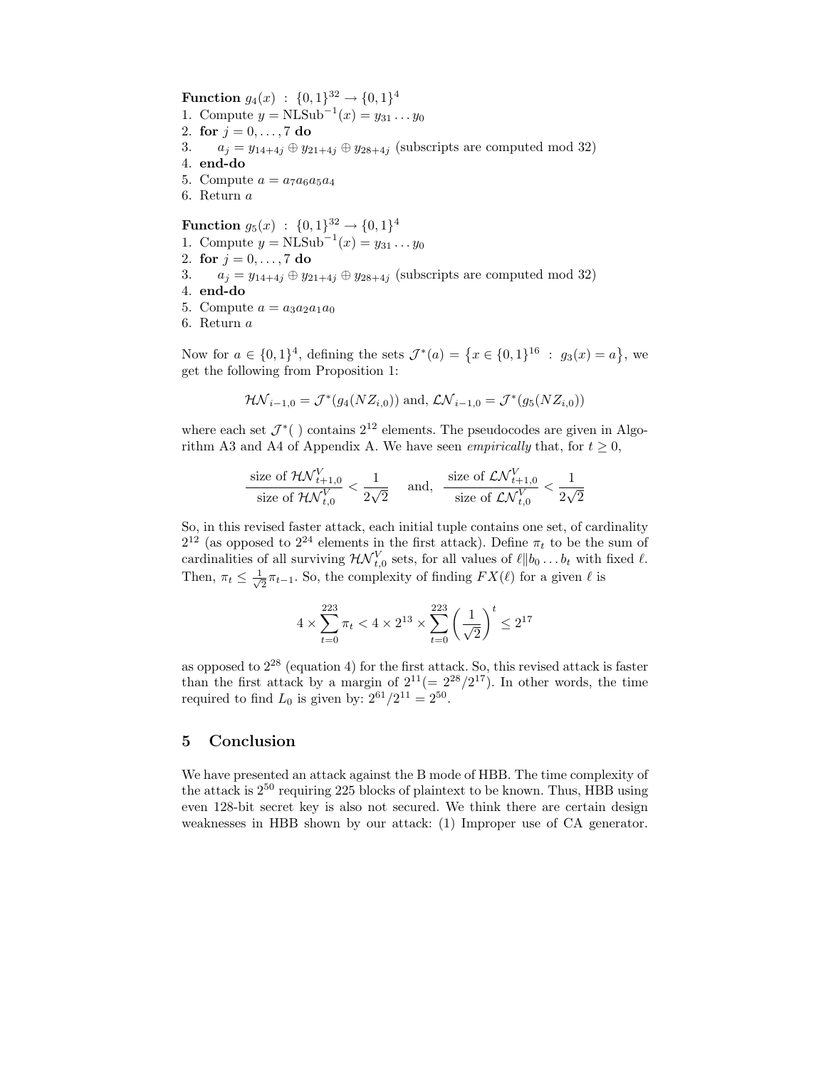**Function** $g_4(x)$ : $\{0,1\}^{32} \rightarrow \{0,1\}^4$
1. Compute $y = \text{NLSub}^{-1}(x) = y_{31} \ldots y_0$
2. **for** $j = 0, \ldots, 7$ **do**
3. $\quad a_j = y_{14+4j} \oplus y_{21+4j} \oplus y_{28+4j}$ (subscripts are computed mod 32)
4. **end-do**
5. Compute $a = a_7 a_6 a_5 a_4$
6. Return $a$

**Function** $g_5(x)$ : $\{0,1\}^{32} \rightarrow \{0,1\}^4$
1. Compute $y = \text{NLSub}^{-1}(x) = y_{31} \ldots y_0$
2. **for** $j = 0, \ldots, 7$ **do**
3. $\quad a_j = y_{14+4j} \oplus y_{21+4j} \oplus y_{28+4j}$ (subscripts are computed mod 32)
4. **end-do**
5. Compute $a = a_3 a_2 a_1 a_0$
6. Return $a$

Now for $a \in \{0,1\}^4$, defining the sets $\mathcal{J}^*(a) = \{x \in \{0,1\}^{16} : g_3(x) = a\}$, we get the following from Proposition 1:

$$\mathcal{HN}_{i-1,0} = \mathcal{J}^*(g_4(NZ_{i,0})) \text{ and, } \mathcal{LN}_{i-1,0} = \mathcal{J}^*(g_5(NZ_{i,0}))$$

where each set $\mathcal{J}^*(\ )$ contains $2^{12}$ elements. The pseudocodes are given in Algorithm A3 and A4 of Appendix A. We have seen *empirically* that, for $t \geq 0$,

$$\frac{\text{size of } \mathcal{HN}^V_{t+1,0}}{\text{size of } \mathcal{HN}^V_{t,0}} < \frac{1}{2\sqrt{2}} \quad \text{and,} \quad \frac{\text{size of } \mathcal{LN}^V_{t+1,0}}{\text{size of } \mathcal{LN}^V_{t,0}} < \frac{1}{2\sqrt{2}}$$

So, in this revised faster attack, each initial tuple contains one set, of cardinality $2^{12}$ (as opposed to $2^{24}$ elements in the first attack). Define $\pi_t$ to be the sum of cardinalities of all surviving $\mathcal{HN}^V_{t,0}$ sets, for all values of $\ell \| b_0 \ldots b_t$ with fixed $\ell$. Then, $\pi_t \leq \frac{1}{\sqrt{2}} \pi_{t-1}$. So, the complexity of finding $FX(\ell)$ for a given $\ell$ is

$$4 \times \sum_{t=0}^{223} \pi_t < 4 \times 2^{13} \times \sum_{t=0}^{223} \left(\frac{1}{\sqrt{2}}\right)^t \leq 2^{17}$$

as opposed to $2^{28}$ (equation 4) for the first attack. So, this revised attack is faster than the first attack by a margin of $2^{11} (= 2^{28}/2^{17})$. In other words, the time required to find $L_0$ is given by: $2^{61}/2^{11} = 2^{50}$.

## 5 Conclusion

We have presented an attack against the B mode of HBB. The time complexity of the attack is $2^{50}$ requiring 225 blocks of plaintext to be known. Thus, HBB using even 128-bit secret key is also not secured. We think there are certain design weaknesses in HBB shown by our attack: (1) Improper use of CA generator.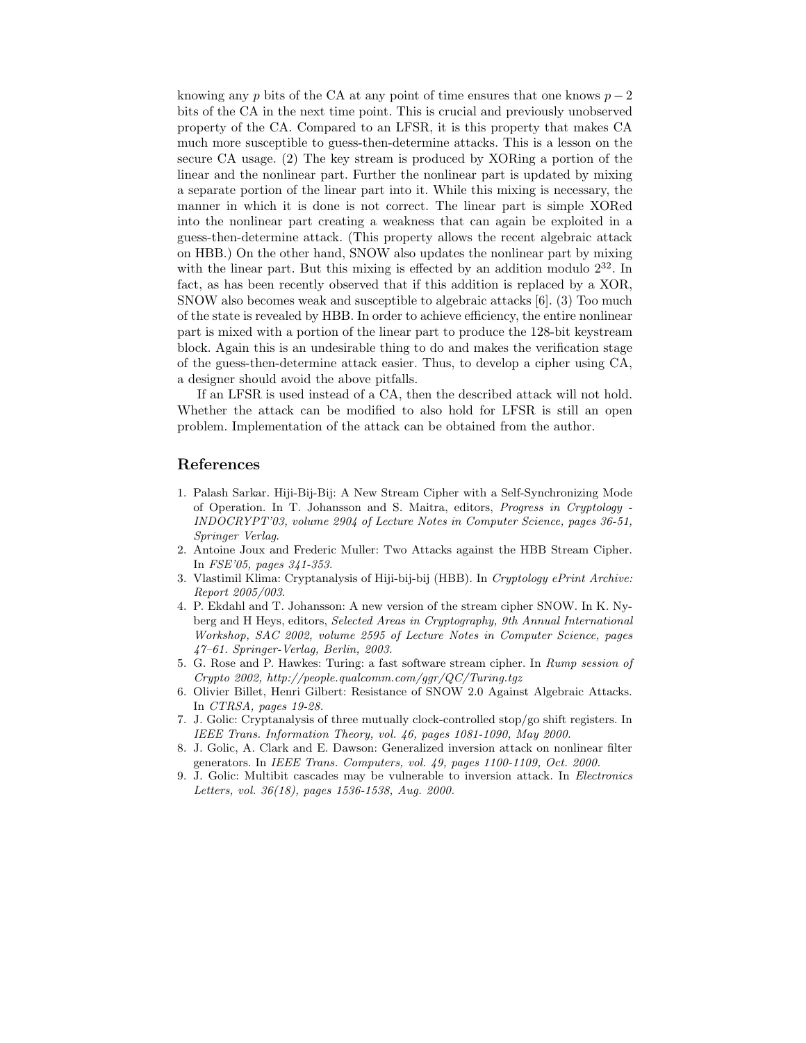knowing any $p$ bits of the CA at any point of time ensures that one knows $p-2$ bits of the CA in the next time point. This is crucial and previously unobserved property of the CA. Compared to an LFSR, it is this property that makes CA much more susceptible to guess-then-determine attacks. This is a lesson on the secure CA usage. (2) The key stream is produced by XORing a portion of the linear and the nonlinear part. Further the nonlinear part is updated by mixing a separate portion of the linear part into it. While this mixing is necessary, the manner in which it is done is not correct. The linear part is simple XORed into the nonlinear part creating a weakness that can again be exploited in a guess-then-determine attack. (This property allows the recent algebraic attack on HBB.) On the other hand, SNOW also updates the nonlinear part by mixing with the linear part. But this mixing is effected by an addition modulo $2^{32}$. In fact, as has been recently observed that if this addition is replaced by a XOR, SNOW also becomes weak and susceptible to algebraic attacks [6]. (3) Too much of the state is revealed by HBB. In order to achieve efficiency, the entire nonlinear part is mixed with a portion of the linear part to produce the 128-bit keystream block. Again this is an undesirable thing to do and makes the verification stage of the guess-then-determine attack easier. Thus, to develop a cipher using CA, a designer should avoid the above pitfalls.

If an LFSR is used instead of a CA, then the described attack will not hold. Whether the attack can be modified to also hold for LFSR is still an open problem. Implementation of the attack can be obtained from the author.

## References

1. Palash Sarkar. Hiji-Bij-Bij: A New Stream Cipher with a Self-Synchronizing Mode of Operation. In T. Johansson and S. Maitra, editors, *Progress in Cryptology - INDOCRYPT'03, volume 2904 of Lecture Notes in Computer Science, pages 36-51, Springer Verlag*.
2. Antoine Joux and Frederic Muller: Two Attacks against the HBB Stream Cipher. In *FSE'05, pages 341-353*.
3. Vlastimil Klima: Cryptanalysis of Hiji-bij-bij (HBB). In *Cryptology ePrint Archive: Report 2005/003*.
4. P. Ekdahl and T. Johansson: A new version of the stream cipher SNOW. In K. Nyberg and H Heys, editors, *Selected Areas in Cryptography, 9th Annual International Workshop, SAC 2002, volume 2595 of Lecture Notes in Computer Science, pages 47–61. Springer-Verlag, Berlin, 2003*.
5. G. Rose and P. Hawkes: Turing: a fast software stream cipher. In *Rump session of Crypto 2002, http://people.qualcomm.com/ggr/QC/Turing.tgz*
6. Olivier Billet, Henri Gilbert: Resistance of SNOW 2.0 Against Algebraic Attacks. In *CTRSA, pages 19-28*.
7. J. Golic: Cryptanalysis of three mutually clock-controlled stop/go shift registers. In *IEEE Trans. Information Theory, vol. 46, pages 1081-1090, May 2000*.
8. J. Golic, A. Clark and E. Dawson: Generalized inversion attack on nonlinear filter generators. In *IEEE Trans. Computers, vol. 49, pages 1100-1109, Oct. 2000*.
9. J. Golic: Multibit cascades may be vulnerable to inversion attack. In *Electronics Letters, vol. 36(18), pages 1536-1538, Aug. 2000*.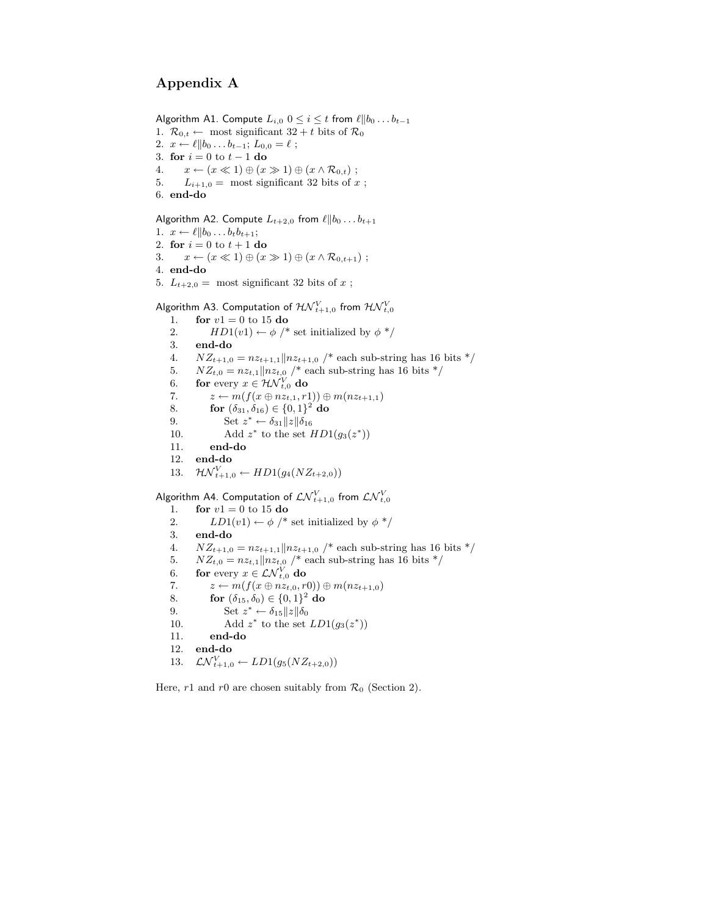# Appendix A

Algorithm A1. Compute $L_{i,0}$ $0 \leq i \leq t$ from $\ell \| b_0 \ldots b_{t-1}$

1. $\mathcal{R}_{0,t} \leftarrow$ most significant $32+t$ bits of $\mathcal{R}_0$
2. $x \leftarrow \ell \| b_0 \ldots b_{t-1}$; $L_{0,0} = \ell$ ;
3. **for** $i = 0$ to $t-1$ **do**
4. $\quad x \leftarrow (x \ll 1) \oplus (x \gg 1) \oplus (x \wedge \mathcal{R}_{0,t})$ ;
5. $\quad L_{i+1,0} =$ most significant 32 bits of $x$ ;
6. **end-do**

Algorithm A2. Compute $L_{t+2,0}$ from $\ell \| b_0 \ldots b_{t+1}$

1. $x \leftarrow \ell \| b_0 \ldots b_t b_{t+1}$;
2. **for** $i = 0$ to $t+1$ **do**
3. $\quad x \leftarrow (x \ll 1) \oplus (x \gg 1) \oplus (x \wedge \mathcal{R}_{0,t+1})$ ;
4. **end-do**
5. $L_{t+2,0} =$ most significant 32 bits of $x$ ;

Algorithm A3. Computation of $\mathcal{HN}^V_{t+1,0}$ from $\mathcal{HN}^V_{t,0}$

1. **for** $v1 = 0$ to 15 **do**
2. $\quad HD1(v1) \leftarrow \phi$ /* set initialized by $\phi$ */
3. **end-do**
4. $NZ_{t+1,0} = nz_{t+1,1} \| nz_{t+1,0}$ /* each sub-string has 16 bits */
5. $NZ_{t,0} = nz_{t,1} \| nz_{t,0}$ /* each sub-string has 16 bits */
6. **for** every $x \in \mathcal{HN}^V_{t,0}$ **do**
7. $\quad z \leftarrow m(f(x \oplus nz_{t,1}, r1)) \oplus m(nz_{t+1,1})$
8. $\quad$ **for** $(\delta_{31}, \delta_{16}) \in \{0,1\}^2$ **do**
9. $\quad\quad$ Set $z^* \leftarrow \delta_{31} \| z \| \delta_{16}$
10. $\quad\quad$ Add $z^*$ to the set $HD1(g_3(z^*))$
11. $\quad$ **end-do**
12. **end-do**
13. $\mathcal{HN}^V_{t+1,0} \leftarrow HD1(g_4(NZ_{t+2,0}))$

Algorithm A4. Computation of $\mathcal{LN}^V_{t+1,0}$ from $\mathcal{LN}^V_{t,0}$

1. **for** $v1 = 0$ to 15 **do**
2. $\quad LD1(v1) \leftarrow \phi$ /* set initialized by $\phi$ */
3. **end-do**
4. $NZ_{t+1,0} = nz_{t+1,1} \| nz_{t+1,0}$ /* each sub-string has 16 bits */
5. $NZ_{t,0} = nz_{t,1} \| nz_{t,0}$ /* each sub-string has 16 bits */
6. **for** every $x \in \mathcal{LN}^V_{t,0}$ **do**
7. $\quad z \leftarrow m(f(x \oplus nz_{t,0}, r0)) \oplus m(nz_{t+1,0})$
8. $\quad$ **for** $(\delta_{15}, \delta_0) \in \{0,1\}^2$ **do**
9. $\quad\quad$ Set $z^* \leftarrow \delta_{15} \| z \| \delta_0$
10. $\quad\quad$ Add $z^*$ to the set $LD1(g_3(z^*))$
11. $\quad$ **end-do**
12. **end-do**
13. $\mathcal{LN}^V_{t+1,0} \leftarrow LD1(g_5(NZ_{t+2,0}))$

Here, $r1$ and $r0$ are chosen suitably from $\mathcal{R}_0$ (Section 2).